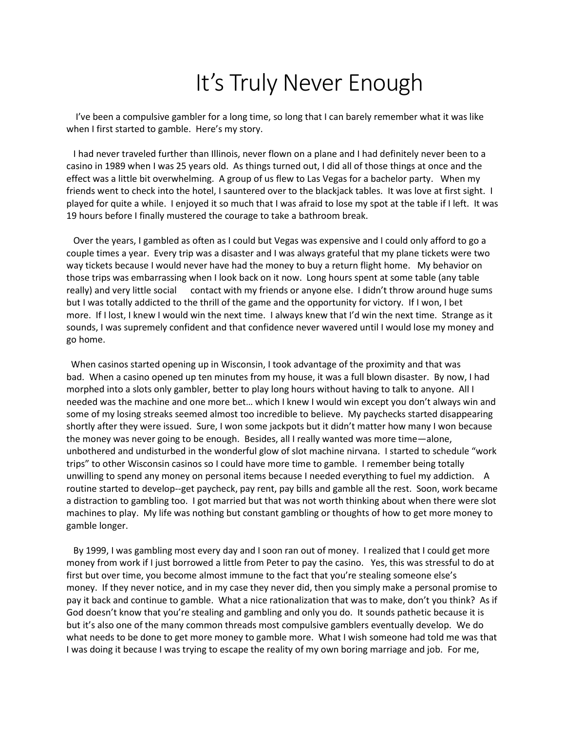# It's Truly Never Enough

I've been a compulsive gambler for a long time, so long that I can barely remember what it was like when I first started to gamble. Here's my story.

I had never traveled further than Illinois, never flown on a plane and I had definitely never been to a casino in 1989 when I was 25 years old. As things turned out, I did all of those things at once and the effect was a little bit overwhelming. A group of us flew to Las Vegas for a bachelor party. When my friends went to check into the hotel, I sauntered over to the blackjack tables. It was love at first sight. I played for quite a while. I enjoyed it so much that I was afraid to lose my spot at the table if I left. It was 19 hours before I finally mustered the courage to take a bathroom break.

Over the years, I gambled as often as I could but Vegas was expensive and I could only afford to go a couple times a year. Every trip was a disaster and I was always grateful that my plane tickets were two way tickets because I would never have had the money to buy a return flight home. My behavior on those trips was embarrassing when I look back on it now. Long hours spent at some table (any table really) and very little social contact with my friends or anyone else. I didn't throw around huge sums but I was totally addicted to the thrill of the game and the opportunity for victory. If I won, I bet more. If I lost, I knew I would win the next time. I always knew that I'd win the next time. Strange as it sounds, I was supremely confident and that confidence never wavered until I would lose my money and go home.

When casinos started opening up in Wisconsin, I took advantage of the proximity and that was bad. When a casino opened up ten minutes from my house, it was a full blown disaster. By now, I had morphed into a slots only gambler, better to play long hours without having to talk to anyone. All I needed was the machine and one more bet… which I knew I would win except you don't always win and some of my losing streaks seemed almost too incredible to believe. My paychecks started disappearing shortly after they were issued. Sure, I won some jackpots but it didn't matter how many I won because the money was never going to be enough. Besides, all I really wanted was more time—alone, unbothered and undisturbed in the wonderful glow of slot machine nirvana. I started to schedule "work trips" to other Wisconsin casinos so I could have more time to gamble. I remember being totally unwilling to spend any money on personal items because I needed everything to fuel my addiction. A routine started to develop--get paycheck, pay rent, pay bills and gamble all the rest. Soon, work became a distraction to gambling too. I got married but that was not worth thinking about when there were slot machines to play. My life was nothing but constant gambling or thoughts of how to get more money to gamble longer.

By 1999, I was gambling most every day and I soon ran out of money. I realized that I could get more money from work if I just borrowed a little from Peter to pay the casino. Yes, this was stressful to do at first but over time, you become almost immune to the fact that you're stealing someone else's money. If they never notice, and in my case they never did, then you simply make a personal promise to pay it back and continue to gamble. What a nice rationalization that was to make, don't you think? As if God doesn't know that you're stealing and gambling and only you do. It sounds pathetic because it is but it's also one of the many common threads most compulsive gamblers eventually develop. We do what needs to be done to get more money to gamble more. What I wish someone had told me was that I was doing it because I was trying to escape the reality of my own boring marriage and job. For me,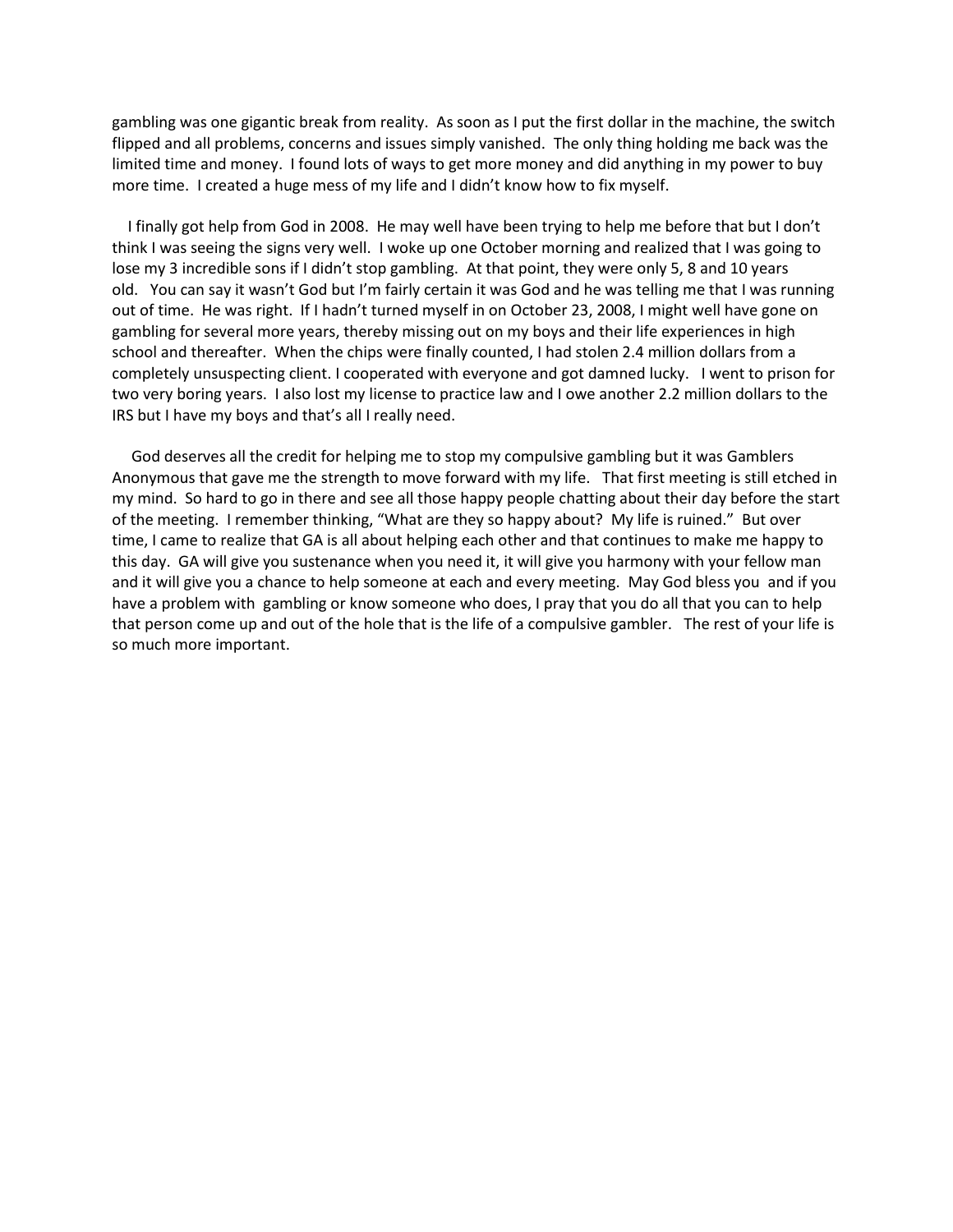gambling was one gigantic break from reality. As soon as I put the first dollar in the machine, the switch flipped and all problems, concerns and issues simply vanished. The only thing holding me back was the limited time and money. I found lots of ways to get more money and did anything in my power to buy more time. I created a huge mess of my life and I didn't know how to fix myself.

I finally got help from God in 2008. He may well have been trying to help me before that but I don't think I was seeing the signs very well. I woke up one October morning and realized that I was going to lose my 3 incredible sons if I didn't stop gambling. At that point, they were only 5, 8 and 10 years old. You can say it wasn't God but I'm fairly certain it was God and he was telling me that I was running out of time. He was right. If I hadn't turned myself in on October 23, 2008, I might well have gone on gambling for several more years, thereby missing out on my boys and their life experiences in high school and thereafter. When the chips were finally counted, I had stolen 2.4 million dollars from a completely unsuspecting client. I cooperated with everyone and got damned lucky. I went to prison for two very boring years. I also lost my license to practice law and I owe another 2.2 million dollars to the IRS but I have my boys and that's all I really need.

God deserves all the credit for helping me to stop my compulsive gambling but it was Gamblers Anonymous that gave me the strength to move forward with my life. That first meeting is still etched in my mind. So hard to go in there and see all those happy people chatting about their day before the start of the meeting. I remember thinking, "What are they so happy about? My life is ruined." But over time, I came to realize that GA is all about helping each other and that continues to make me happy to this day. GA will give you sustenance when you need it, it will give you harmony with your fellow man and it will give you a chance to help someone at each and every meeting. May God bless you and if you have a problem with gambling or know someone who does, I pray that you do all that you can to help that person come up and out of the hole that is the life of a compulsive gambler. The rest of your life is so much more important.